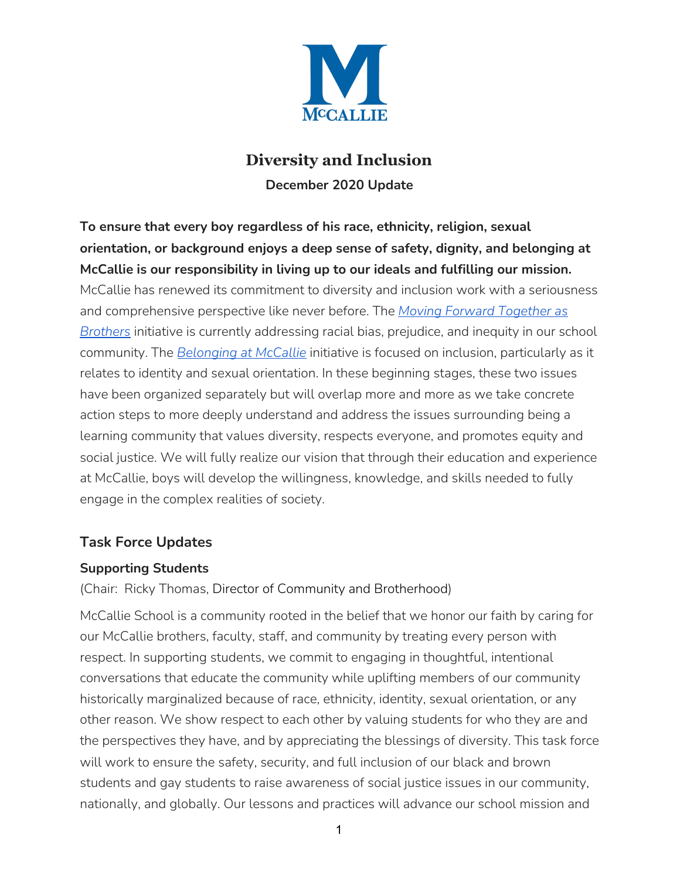# Diversity and Inclusion

**December 2020 Update**

**To ensure that every boy regardless of his race, ethnicity, religion, sexual orientation, or background enjoys a deep sense of safety, dignity, and belonging at McCallie is our responsibility in living up to our ideals and fulfilling our mission.** McCallie has renewed its commitment to diversity and inclusion work with a seriousness and comprehensive perspective like never before. The *Moving Forward Together as Brothers* initiative is currently addressing racial bias, prejudice, and inequity in our school community. The *Belonging at McCallie* initiative is focused on inclusion, particularly as it relates to identity and sexual orientation. In these beginning stages, these two issues have been organized separately but will overlap more and more as we take concrete action steps to more deeply understand and address the issues surrounding being a learning community that values diversity, respects everyone, and promotes equity and social justice. We will fully realize our vision that through their education and experience at McCallie, boys will develop the willingness, knowledge, and skills needed to fully engage in the complex realities of society.

## Task Force Updates

### Supporting Students

(Chair: Ricky Thomas, Director of Community and Brotherhood)

McCallie School is a community rooted in the belief that we honor our faith by caring for our McCallie brothers, faculty, staff, and community by treating every person with respect. In supporting students, we commit to engaging in thoughtful, intentional conversations that educate the community while uplifting members of our community historically marginalized because of race, ethnicity, identity, sexual orientation, or any other reason. We show respect to each other by valuing students for who they are and the perspectives they have, and by appreciating the blessings of diversity. This task force will work to ensure the safety, security, and full inclusion of our black and brown students and gay students to raise awareness of social justice issues in our community, nationally, and globally. Our lessons and practices will advance our school mission and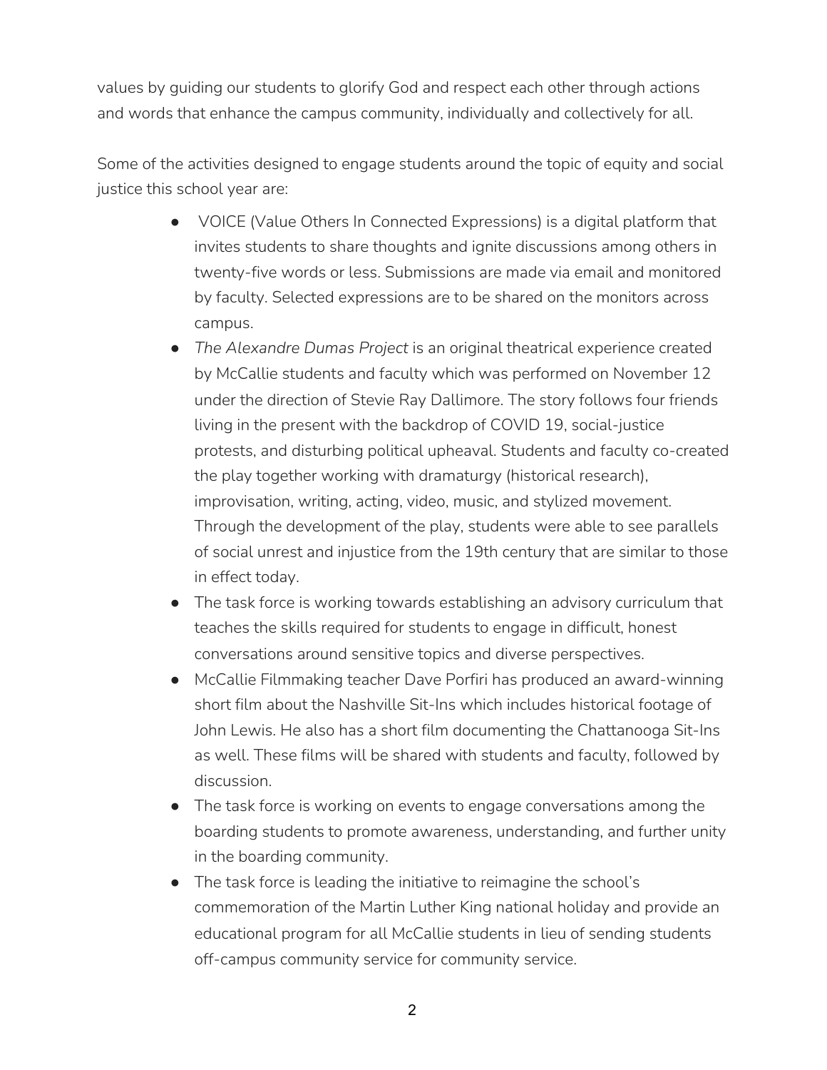values by guiding our students to glorify God and respect each other through actions and words that enhance the campus community, individually and collectively for all.

Some of the activities designed to engage students around the topic of equity and social justice this school year are:

- VOICE (Value Others In Connected Expressions) is a digital platform that invites students to share thoughts and ignite discussions among others in twenty-five words or less. Submissions are made via email and monitored by faculty. Selected expressions are to be shared on the monitors across campus.
- *The Alexandre Dumas Project* is an original theatrical experience created by McCallie students and faculty which was performed on November 12 under the direction of Stevie Ray Dallimore. The story follows four friends living in the present with the backdrop of COVID 19, social-justice protests, and disturbing political upheaval. Students and faculty co-created the play together working with dramaturgy (historical research), improvisation, writing, acting, video, music, and stylized movement. Through the development of the play, students were able to see parallels of social unrest and injustice from the 19th century that are similar to those in effect today.
- The task force is working towards establishing an advisory curriculum that teaches the skills required for students to engage in difficult, honest conversations around sensitive topics and diverse perspectives.
- McCallie Filmmaking teacher Dave Porfiri has produced an award-winning short film about the Nashville Sit-Ins which includes historical footage of John Lewis. He also has a short film documenting the Chattanooga Sit-Ins as well. These films will be shared with students and faculty, followed by discussion.
- The task force is working on events to engage conversations among the boarding students to promote awareness, understanding, and further unity in the boarding community.
- The task force is leading the initiative to reimagine the school's commemoration of the Martin Luther King national holiday and provide an educational program for all McCallie students in lieu of sending students off-campus community service for community service.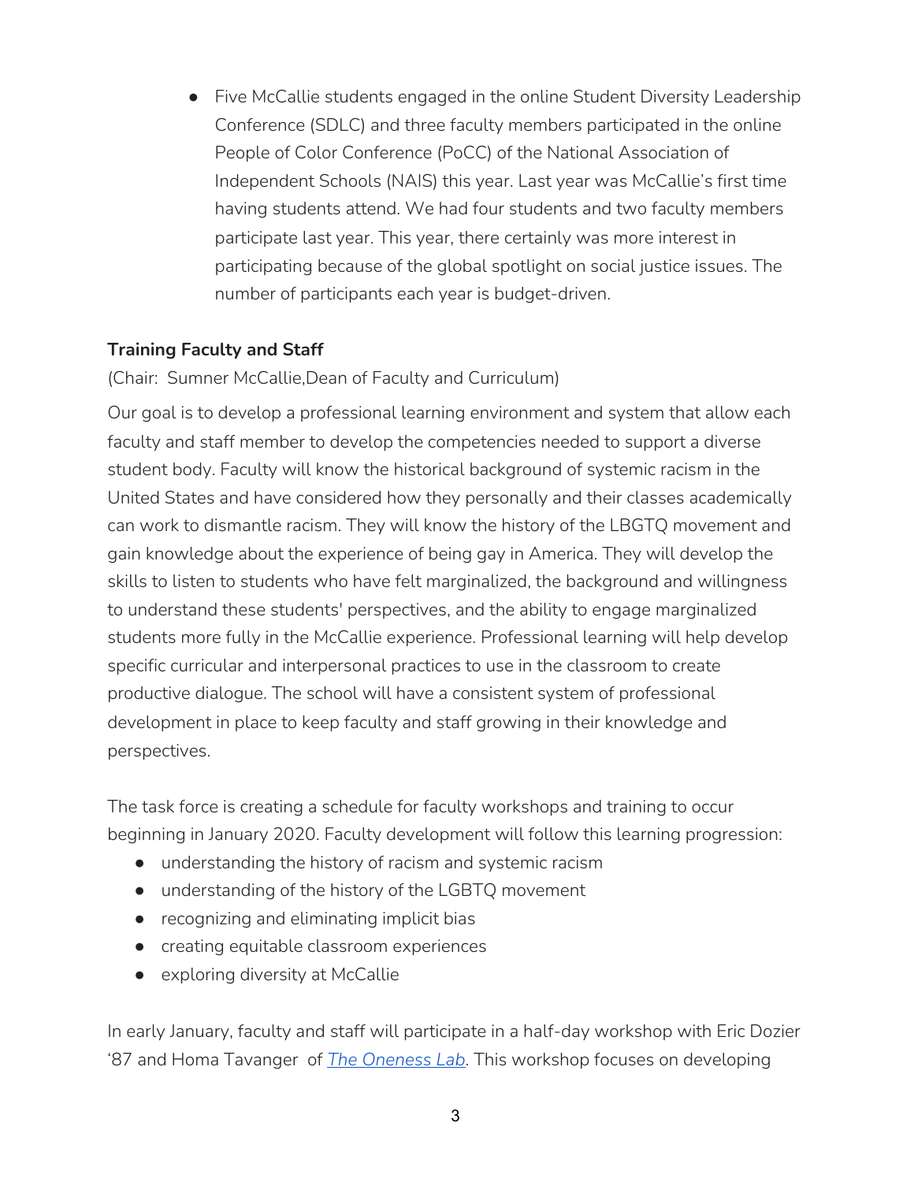- Five McCallie students engaged in the online Student Diversity Leadership Conference (SDLC) and three faculty members participated in the online People of Color Conference (PoCC) of the National Association of Independent Schools (NAIS) this year. Last year was McCallie's first time having students attend. We had four students and two faculty members participate last year. This year, there certainly was more interest in participating because of the global spotlight on social justice issues. The number of participants each year is budget-driven.

**Training Faculty and Staff**

(Chair: Sumner McCallie,Dean of Faculty and Curriculum)

Our goal is to develop a professional learning environment and system that allow each faculty and staff member to develop the competencies needed to support a diverse student body. Faculty will know the historical background of systemic racism in the United States and have considered how they personally and their classes academically can work to dismantle racism. They will know the history of the LBGTQ movement and gain knowledge about the experience of being gay in America. They will develop the skills to listen to students who have felt marginalized, the background and willingness to understand these students' perspectives, and the ability to engage marginalized students more fully in the McCallie experience. Professional learning will help develop specific curricular and interpersonal practices to use in the classroom to create productive dialogue. The school will have a consistent system of professional development in place to keep faculty and staff growing in their knowledge and perspectives.

The task force is creating a schedule for faculty workshops and training to occur beginning in January 2020. Faculty development will follow this learning progression:

- understanding the history of racism and systemic racism
- understanding of the history of the LGBTQ movement
- recognizing and eliminating implicit bias
- creating equitable classroom experiences
- exploring diversity at McCallie

In early January, faculty and staff will participate in a half-day workshop with Eric Dozier '87 and Homa Tavanger of *The Oneness Lab*. This workshop focuses on developing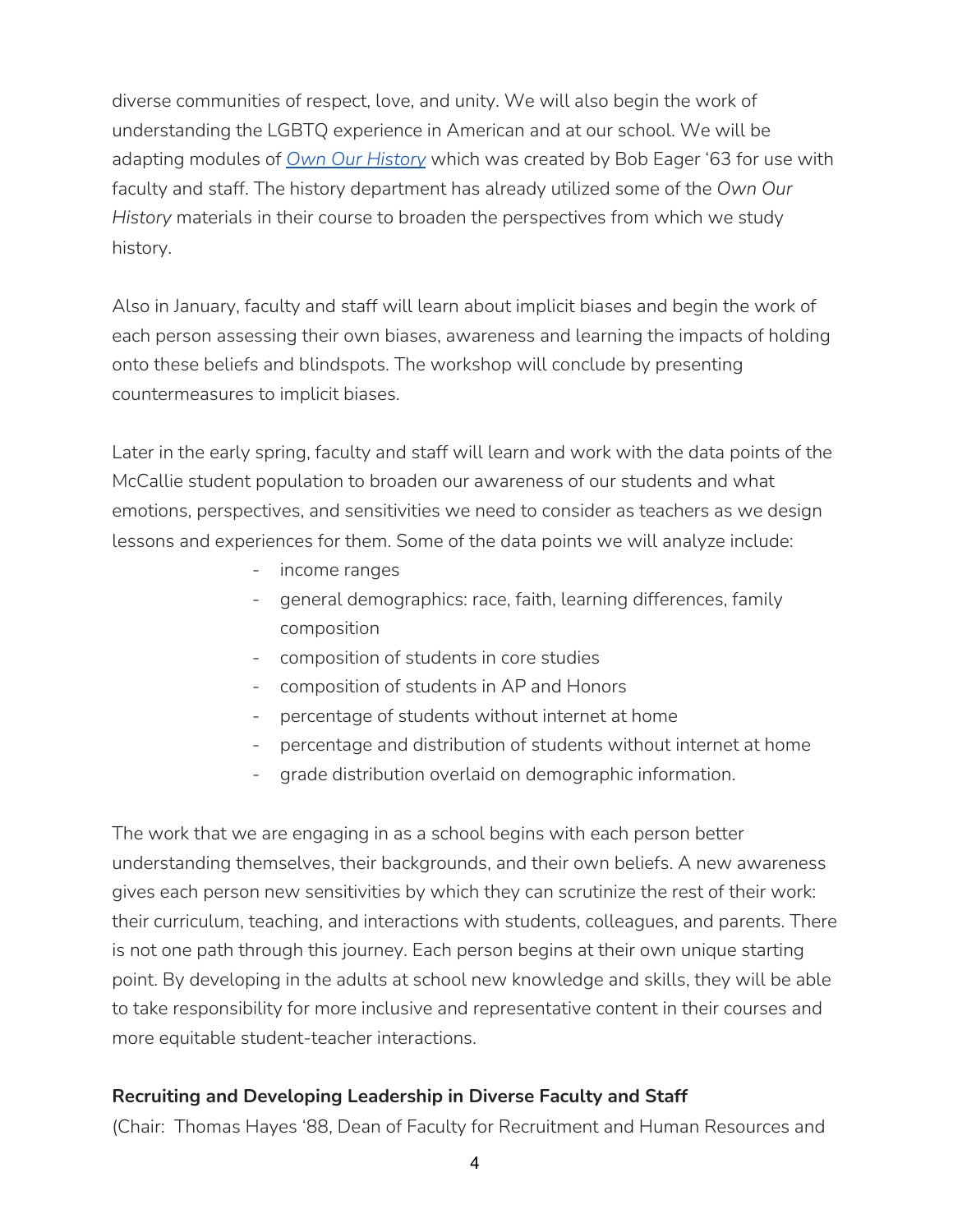diverse communities of respect, love, and unity. We will also begin the work of understanding the LGBTQ experience in American and at our school. We will be adapting modules of [*Own Our History*]() which was created by Bob Eager '63 for use with faculty and staff. The history department has already utilized some of the *Own Our History* materials in their course to broaden the perspectives from which we study history.

Also in January, faculty and staff will learn about implicit biases and begin the work of each person assessing their own biases, awareness and learning the impacts of holding onto these beliefs and blindspots. The workshop will conclude by presenting countermeasures to implicit biases.

Later in the early spring, faculty and staff will learn and work with the data points of the McCallie student population to broaden our awareness of our students and what emotions, perspectives, and sensitivities we need to consider as teachers as we design lessons and experiences for them. Some of the data points we will analyze include:

- income ranges
- general demographics: race, faith, learning differences, family composition
- composition of students in core studies
- composition of students in AP and Honors
- percentage of students without internet at home
- percentage and distribution of students without internet at home
- grade distribution overlaid on demographic information.

The work that we are engaging in as a school begins with each person better understanding themselves, their backgrounds, and their own beliefs. A new awareness gives each person new sensitivities by which they can scrutinize the rest of their work: their curriculum, teaching, and interactions with students, colleagues, and parents. There is not one path through this journey. Each person begins at their own unique starting point. By developing in the adults at school new knowledge and skills, they will be able to take responsibility for more inclusive and representative content in their courses and more equitable student-teacher interactions.

**Recruiting and Developing Leadership in Diverse Faculty and Staff**

(Chair: Thomas Hayes '88, Dean of Faculty for Recruitment and Human Resources and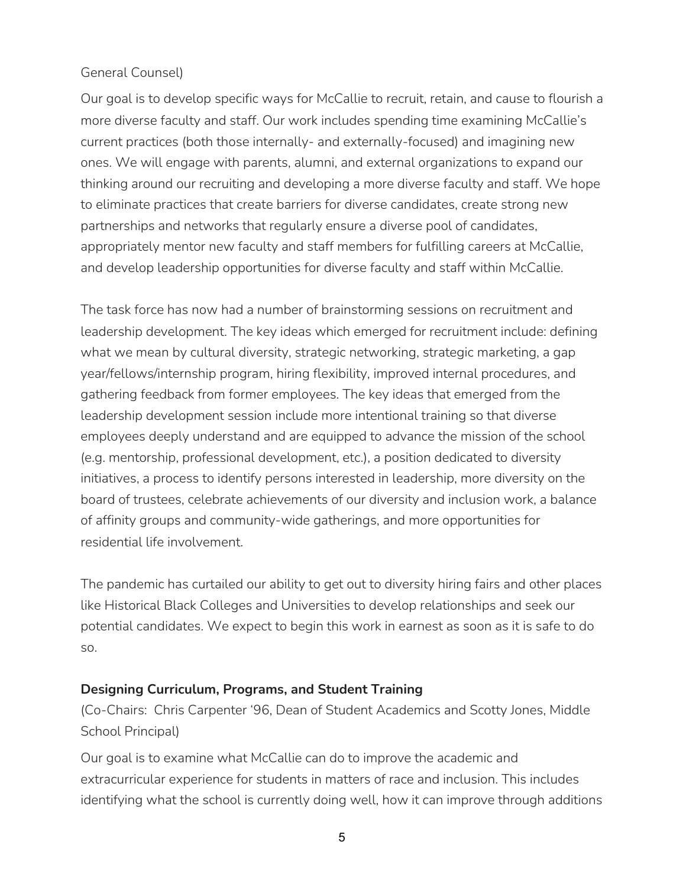General Counsel)

Our goal is to develop specific ways for McCallie to recruit, retain, and cause to flourish a more diverse faculty and staff. Our work includes spending time examining McCallie's current practices (both those internally- and externally-focused) and imagining new ones. We will engage with parents, alumni, and external organizations to expand our thinking around our recruiting and developing a more diverse faculty and staff. We hope to eliminate practices that create barriers for diverse candidates, create strong new partnerships and networks that regularly ensure a diverse pool of candidates, appropriately mentor new faculty and staff members for fulfilling careers at McCallie, and develop leadership opportunities for diverse faculty and staff within McCallie.

The task force has now had a number of brainstorming sessions on recruitment and leadership development. The key ideas which emerged for recruitment include: defining what we mean by cultural diversity, strategic networking, strategic marketing, a gap year/fellows/internship program, hiring flexibility, improved internal procedures, and gathering feedback from former employees. The key ideas that emerged from the leadership development session include more intentional training so that diverse employees deeply understand and are equipped to advance the mission of the school (e.g. mentorship, professional development, etc.), a position dedicated to diversity initiatives, a process to identify persons interested in leadership, more diversity on the board of trustees, celebrate achievements of our diversity and inclusion work, a balance of affinity groups and community-wide gatherings, and more opportunities for residential life involvement.

The pandemic has curtailed our ability to get out to diversity hiring fairs and other places like Historical Black Colleges and Universities to develop relationships and seek our potential candidates. We expect to begin this work in earnest as soon as it is safe to do so.

**Designing Curriculum, Programs, and Student Training**

(Co-Chairs: Chris Carpenter '96, Dean of Student Academics and Scotty Jones, Middle School Principal)

Our goal is to examine what McCallie can do to improve the academic and extracurricular experience for students in matters of race and inclusion. This includes identifying what the school is currently doing well, how it can improve through additions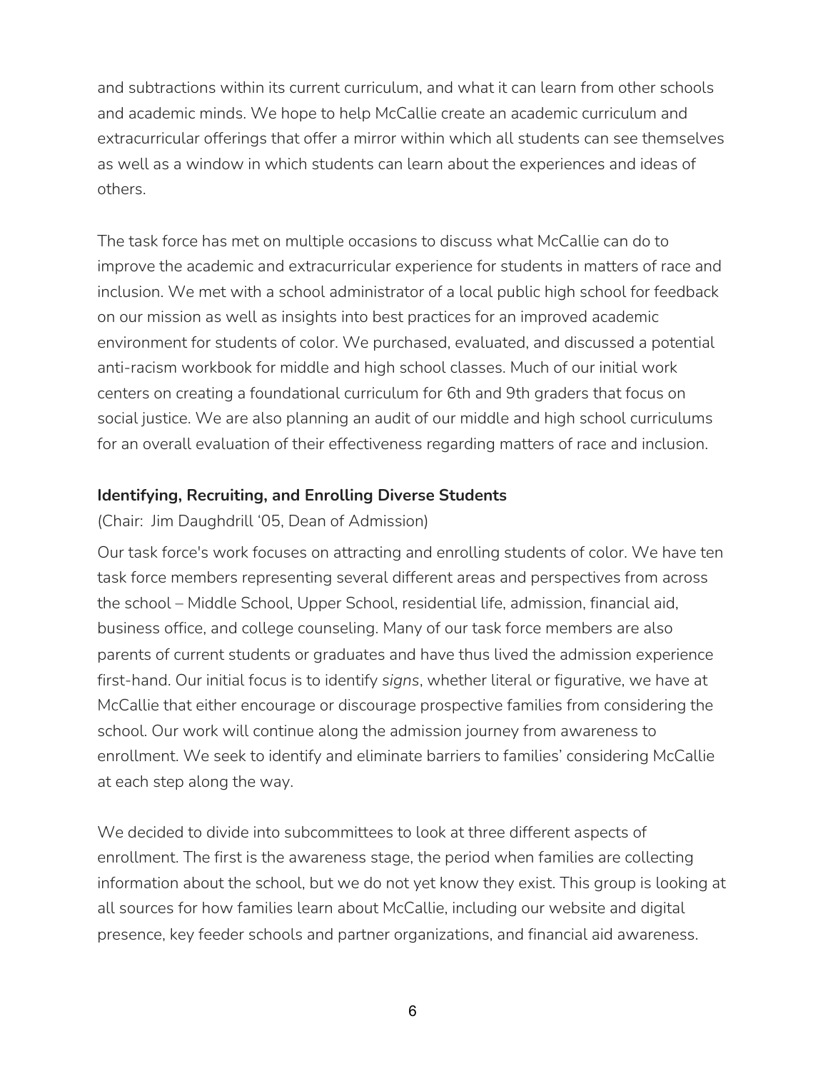and subtractions within its current curriculum, and what it can learn from other schools and academic minds. We hope to help McCallie create an academic curriculum and extracurricular offerings that offer a mirror within which all students can see themselves as well as a window in which students can learn about the experiences and ideas of others.

The task force has met on multiple occasions to discuss what McCallie can do to improve the academic and extracurricular experience for students in matters of race and inclusion. We met with a school administrator of a local public high school for feedback on our mission as well as insights into best practices for an improved academic environment for students of color. We purchased, evaluated, and discussed a potential anti-racism workbook for middle and high school classes. Much of our initial work centers on creating a foundational curriculum for 6th and 9th graders that focus on social justice. We are also planning an audit of our middle and high school curriculums for an overall evaluation of their effectiveness regarding matters of race and inclusion.

**Identifying, Recruiting, and Enrolling Diverse Students**

(Chair:  Jim Daughdrill '05, Dean of Admission)

Our task force's work focuses on attracting and enrolling students of color. We have ten task force members representing several different areas and perspectives from across the school – Middle School, Upper School, residential life, admission, financial aid, business office, and college counseling. Many of our task force members are also parents of current students or graduates and have thus lived the admission experience first-hand. Our initial focus is to identify *signs*, whether literal or figurative, we have at McCallie that either encourage or discourage prospective families from considering the school. Our work will continue along the admission journey from awareness to enrollment. We seek to identify and eliminate barriers to families' considering McCallie at each step along the way.

We decided to divide into subcommittees to look at three different aspects of enrollment. The first is the awareness stage, the period when families are collecting information about the school, but we do not yet know they exist. This group is looking at all sources for how families learn about McCallie, including our website and digital presence, key feeder schools and partner organizations, and financial aid awareness.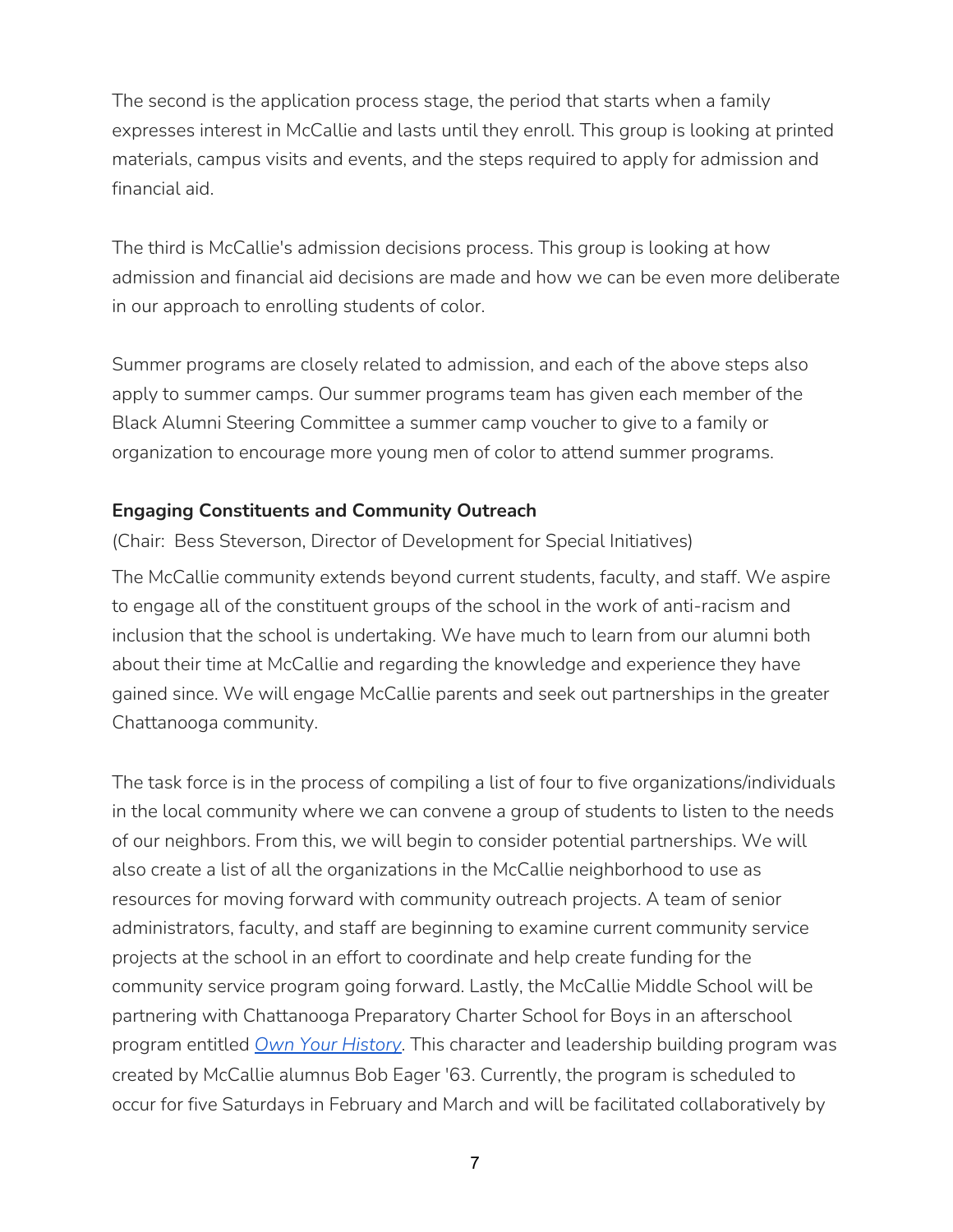The second is the application process stage, the period that starts when a family expresses interest in McCallie and lasts until they enroll. This group is looking at printed materials, campus visits and events, and the steps required to apply for admission and financial aid.

The third is McCallie's admission decisions process. This group is looking at how admission and financial aid decisions are made and how we can be even more deliberate in our approach to enrolling students of color.

Summer programs are closely related to admission, and each of the above steps also apply to summer camps. Our summer programs team has given each member of the Black Alumni Steering Committee a summer camp voucher to give to a family or organization to encourage more young men of color to attend summer programs.

**Engaging Constituents and Community Outreach**

(Chair: Bess Steverson, Director of Development for Special Initiatives)

The McCallie community extends beyond current students, faculty, and staff. We aspire to engage all of the constituent groups of the school in the work of anti-racism and inclusion that the school is undertaking. We have much to learn from our alumni both about their time at McCallie and regarding the knowledge and experience they have gained since. We will engage McCallie parents and seek out partnerships in the greater Chattanooga community.

The task force is in the process of compiling a list of four to five organizations/individuals in the local community where we can convene a group of students to listen to the needs of our neighbors. From this, we will begin to consider potential partnerships. We will also create a list of all the organizations in the McCallie neighborhood to use as resources for moving forward with community outreach projects. A team of senior administrators, faculty, and staff are beginning to examine current community service projects at the school in an effort to coordinate and help create funding for the community service program going forward. Lastly, the McCallie Middle School will be partnering with Chattanooga Preparatory Charter School for Boys in an afterschool program entitled *Own Your History*. This character and leadership building program was created by McCallie alumnus Bob Eager '63. Currently, the program is scheduled to occur for five Saturdays in February and March and will be facilitated collaboratively by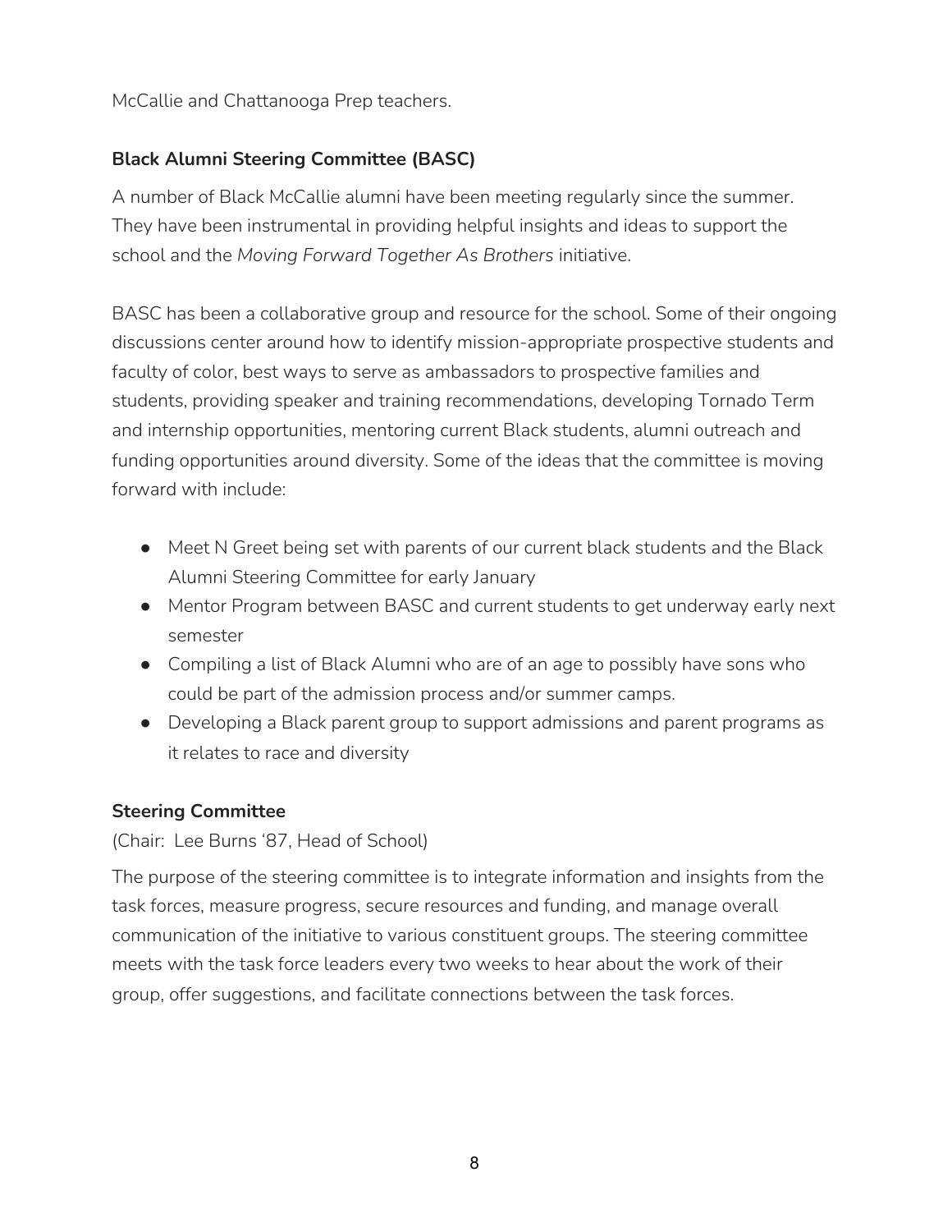McCallie and Chattanooga Prep teachers.

**Black Alumni Steering Committee (BASC)**

A number of Black McCallie alumni have been meeting regularly since the summer. They have been instrumental in providing helpful insights and ideas to support the school and the *Moving Forward Together As Brothers* initiative.

BASC has been a collaborative group and resource for the school. Some of their ongoing discussions center around how to identify mission-appropriate prospective students and faculty of color, best ways to serve as ambassadors to prospective families and students, providing speaker and training recommendations, developing Tornado Term and internship opportunities, mentoring current Black students, alumni outreach and funding opportunities around diversity. Some of the ideas that the committee is moving forward with include:

- Meet N Greet being set with parents of our current black students and the Black Alumni Steering Committee for early January
- Mentor Program between BASC and current students to get underway early next semester
- Compiling a list of Black Alumni who are of an age to possibly have sons who could be part of the admission process and/or summer camps.
- Developing a Black parent group to support admissions and parent programs as it relates to race and diversity

**Steering Committee**

(Chair: Lee Burns '87, Head of School)

The purpose of the steering committee is to integrate information and insights from the task forces, measure progress, secure resources and funding, and manage overall communication of the initiative to various constituent groups. The steering committee meets with the task force leaders every two weeks to hear about the work of their group, offer suggestions, and facilitate connections between the task forces.